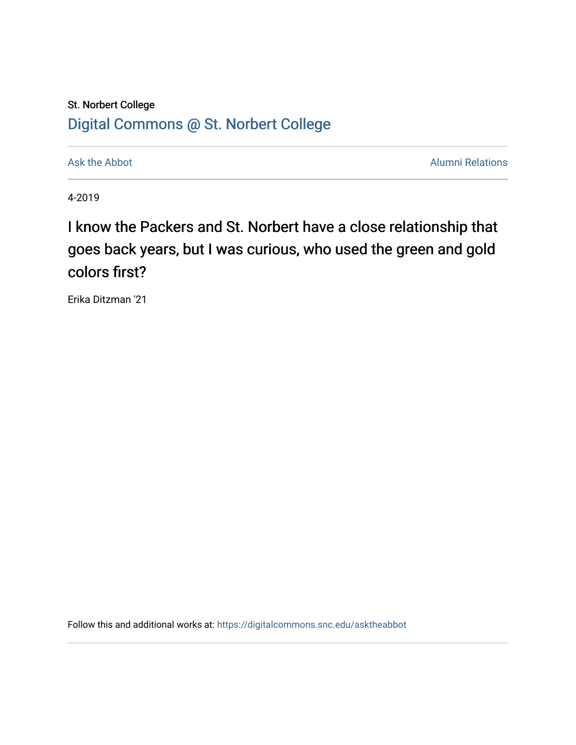St. Norbert College

Digital Commons @ St. Norbert College

Ask the Abbot | Alumni Relations

4-2019

# I know the Packers and St. Norbert have a close relationship that goes back years, but I was curious, who used the green and gold colors first?

Erika Ditzman '21

Follow this and additional works at: https://digitalcommons.snc.edu/asktheabbot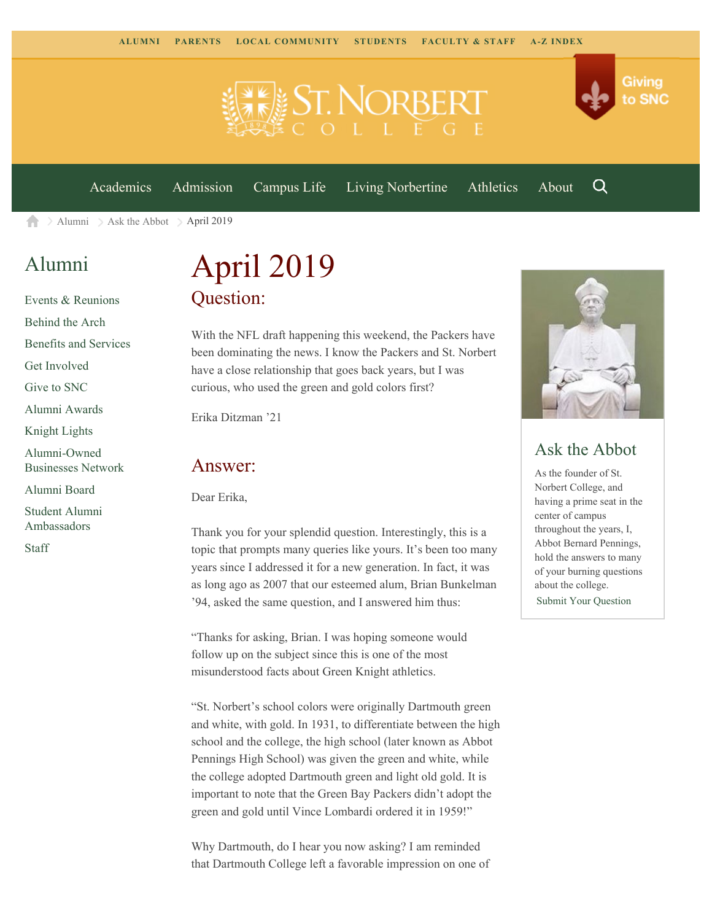ALUMNI PARENTS LOCAL COMMUNITY STUDENTS FACULTY & STAFF A-Z INDEX

Giving to SNC

Academics Admission Campus Life Living Norbertine Athletics About

Alumni > Ask the Abbot > April 2019

## Alumni

- Events & Reunions
- Behind the Arch
- Benefits and Services
- Get Involved
- Give to SNC
- Alumni Awards
- Knight Lights
- Alumni-Owned Businesses Network
- Alumni Board
- Student Alumni Ambassadors
- Staff

# April 2019

## Question:

With the NFL draft happening this weekend, the Packers have been dominating the news. I know the Packers and St. Norbert have a close relationship that goes back years, but I was curious, who used the green and gold colors first?

Erika Ditzman '21

## Answer:

Dear Erika,

Thank you for your splendid question. Interestingly, this is a topic that prompts many queries like yours. It's been too many years since I addressed it for a new generation. In fact, it was as long ago as 2007 that our esteemed alum, Brian Bunkelman '94, asked the same question, and I answered him thus:

"Thanks for asking, Brian. I was hoping someone would follow up on the subject since this is one of the most misunderstood facts about Green Knight athletics.

"St. Norbert's school colors were originally Dartmouth green and white, with gold. In 1931, to differentiate between the high school and the college, the high school (later known as Abbot Pennings High School) was given the green and white, while the college adopted Dartmouth green and light old gold. It is important to note that the Green Bay Packers didn't adopt the green and gold until Vince Lombardi ordered it in 1959!"

Why Dartmouth, do I hear you now asking? I am reminded that Dartmouth College left a favorable impression on one of

## Ask the Abbot

As the founder of St. Norbert College, and having a prime seat in the center of campus throughout the years, I, Abbot Bernard Pennings, hold the answers to many of your burning questions about the college.

Submit Your Question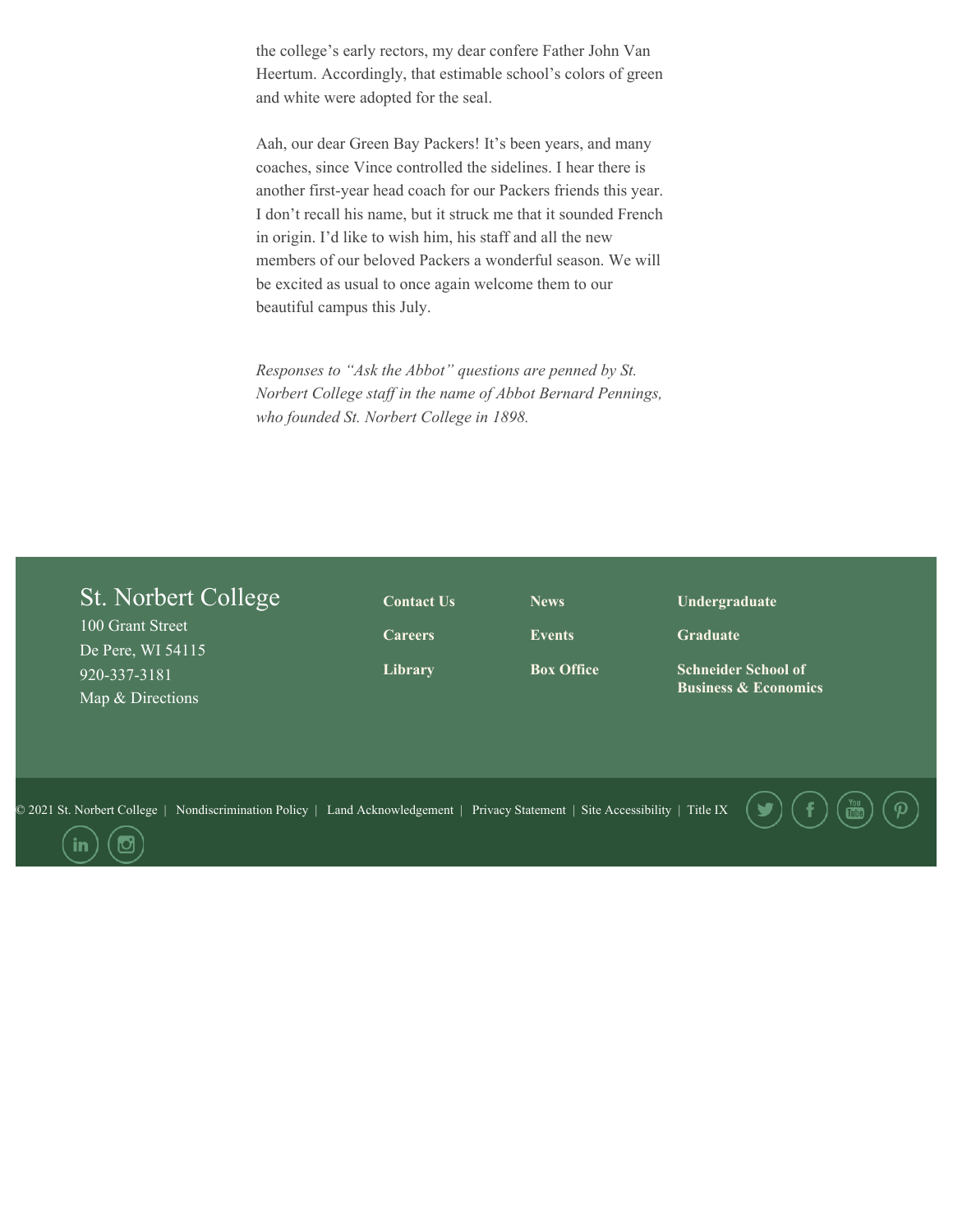the college's early rectors, my dear confere Father John Van Heertum. Accordingly, that estimable school's colors of green and white were adopted for the seal.

Aah, our dear Green Bay Packers! It's been years, and many coaches, since Vince controlled the sidelines. I hear there is another first-year head coach for our Packers friends this year. I don't recall his name, but it struck me that it sounded French in origin. I'd like to wish him, his staff and all the new members of our beloved Packers a wonderful season. We will be excited as usual to once again welcome them to our beautiful campus this July.

*Responses to "Ask the Abbot" questions are penned by St. Norbert College staff in the name of Abbot Bernard Pennings, who founded St. Norbert College in 1898.*

St. Norbert College
100 Grant Street
De Pere, WI 54115
920-337-3181
Map & Directions

**Contact Us**
**Careers**
**Library**

**News**
**Events**
**Box Office**

**Undergraduate**
**Graduate**
**Schneider School of Business & Economics**

© 2021 St. Norbert College | Nondiscrimination Policy | Land Acknowledgement | Privacy Statement | Site Accessibility | Title IX